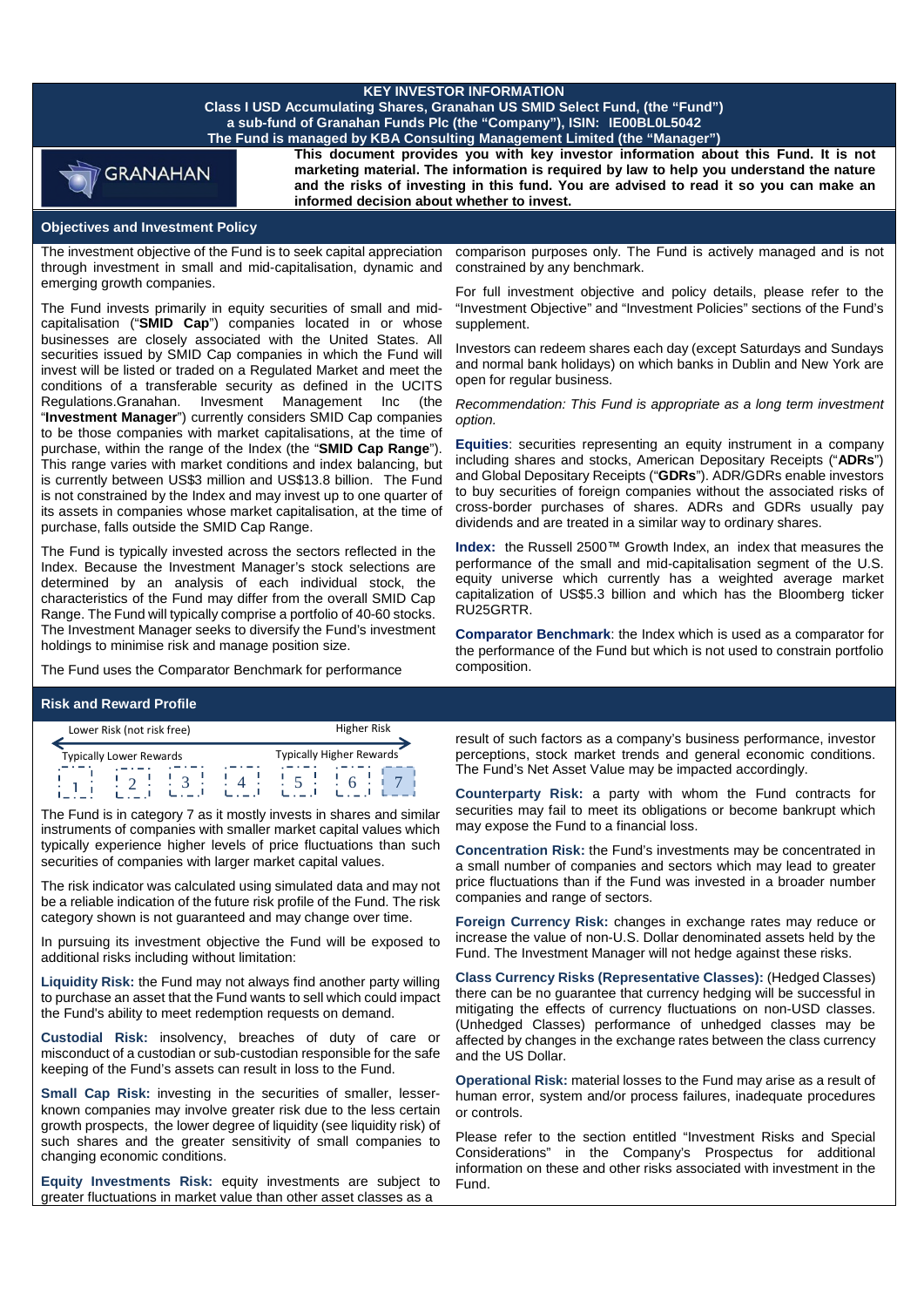# KEY INVESTOR INFORMATION

**Class I USD Accumulating Shares, Granahan US SMID Select Fund, (the "Fund")**
**a sub-fund of Granahan Funds Plc (the "Company"), ISIN: IE00BL0L5042**
**The Fund is managed by KBA Consulting Management Limited (the "Manager")**

GRANAHAN

**This document provides you with key investor information about this Fund. It is not marketing material. The information is required by law to help you understand the nature and the risks of investing in this fund. You are advised to read it so you can make an informed decision about whether to invest.**

## Objectives and Investment Policy

The investment objective of the Fund is to seek capital appreciation through investment in small and mid-capitalisation, dynamic and emerging growth companies.

The Fund invests primarily in equity securities of small and mid-capitalisation ("**SMID Cap**") companies located in or whose businesses are closely associated with the United States. All securities issued by SMID Cap companies in which the Fund will invest will be listed or traded on a Regulated Market and meet the conditions of a transferable security as defined in the UCITS Regulations.Granahan. Invesment Management Inc (the "**Investment Manager**") currently considers SMID Cap companies to be those companies with market capitalisations, at the time of purchase, within the range of the Index (the "**SMID Cap Range**"). This range varies with market conditions and index balancing, but is currently between US$3 million and US$13.8 billion. The Fund is not constrained by the Index and may invest up to one quarter of its assets in companies whose market capitalisation, at the time of purchase, falls outside the SMID Cap Range.

The Fund is typically invested across the sectors reflected in the Index. Because the Investment Manager's stock selections are determined by an analysis of each individual stock, the characteristics of the Fund may differ from the overall SMID Cap Range. The Fund will typically comprise a portfolio of 40-60 stocks. The Investment Manager seeks to diversify the Fund's investment holdings to minimise risk and manage position size.

The Fund uses the Comparator Benchmark for performance comparison purposes only. The Fund is actively managed and is not constrained by any benchmark.

For full investment objective and policy details, please refer to the "Investment Objective" and "Investment Policies" sections of the Fund's supplement.

Investors can redeem shares each day (except Saturdays and Sundays and normal bank holidays) on which banks in Dublin and New York are open for regular business.

*Recommendation: This Fund is appropriate as a long term investment option.*

**Equities**: securities representing an equity instrument in a company including shares and stocks, American Depositary Receipts ("**ADRs**") and Global Depositary Receipts ("**GDRs**"). ADR/GDRs enable investors to buy securities of foreign companies without the associated risks of cross-border purchases of shares. ADRs and GDRs usually pay dividends and are treated in a similar way to ordinary shares.

**Index:** the Russell 2500™ Growth Index, an index that measures the performance of the small and mid-capitalisation segment of the U.S. equity universe which currently has a weighted average market capitalization of US$5.3 billion and which has the Bloomberg ticker RU25GRTR.

**Comparator Benchmark**: the Index which is used as a comparator for the performance of the Fund but which is not used to constrain portfolio composition.

## Risk and Reward Profile

| Lower Risk (not risk free) | | | | | | Higher Risk |
|---|---|---|---|---|---|---|
| Typically Lower Rewards | | | | | | Typically Higher Rewards |
| 1 | 2 | 3 | 4 | 5 | 6 | **7** |

The Fund is in category 7 as it mostly invests in shares and similar instruments of companies with smaller market capital values which typically experience higher levels of price fluctuations than such securities of companies with larger market capital values.

The risk indicator was calculated using simulated data and may not be a reliable indication of the future risk profile of the Fund. The risk category shown is not guaranteed and may change over time.

In pursuing its investment objective the Fund will be exposed to additional risks including without limitation:

**Liquidity Risk:** the Fund may not always find another party willing to purchase an asset that the Fund wants to sell which could impact the Fund's ability to meet redemption requests on demand.

**Custodial Risk:** insolvency, breaches of duty of care or misconduct of a custodian or sub-custodian responsible for the safe keeping of the Fund's assets can result in loss to the Fund.

**Small Cap Risk:** investing in the securities of smaller, lesser-known companies may involve greater risk due to the less certain growth prospects, the lower degree of liquidity (see liquidity risk) of such shares and the greater sensitivity of small companies to changing economic conditions.

**Equity Investments Risk:** equity investments are subject to greater fluctuations in market value than other asset classes as a result of such factors as a company's business performance, investor perceptions, stock market trends and general economic conditions. The Fund's Net Asset Value may be impacted accordingly.

**Counterparty Risk:** a party with whom the Fund contracts for securities may fail to meet its obligations or become bankrupt which may expose the Fund to a financial loss.

**Concentration Risk:** the Fund's investments may be concentrated in a small number of companies and sectors which may lead to greater price fluctuations than if the Fund was invested in a broader number companies and range of sectors.

**Foreign Currency Risk:** changes in exchange rates may reduce or increase the value of non-U.S. Dollar denominated assets held by the Fund. The Investment Manager will not hedge against these risks.

**Class Currency Risks (Representative Classes):** (Hedged Classes) there can be no guarantee that currency hedging will be successful in mitigating the effects of currency fluctuations on non-USD classes. (Unhedged Classes) performance of unhedged classes may be affected by changes in the exchange rates between the class currency and the US Dollar.

**Operational Risk:** material losses to the Fund may arise as a result of human error, system and/or process failures, inadequate procedures or controls.

Please refer to the section entitled "Investment Risks and Special Considerations" in the Company's Prospectus for additional information on these and other risks associated with investment in the Fund.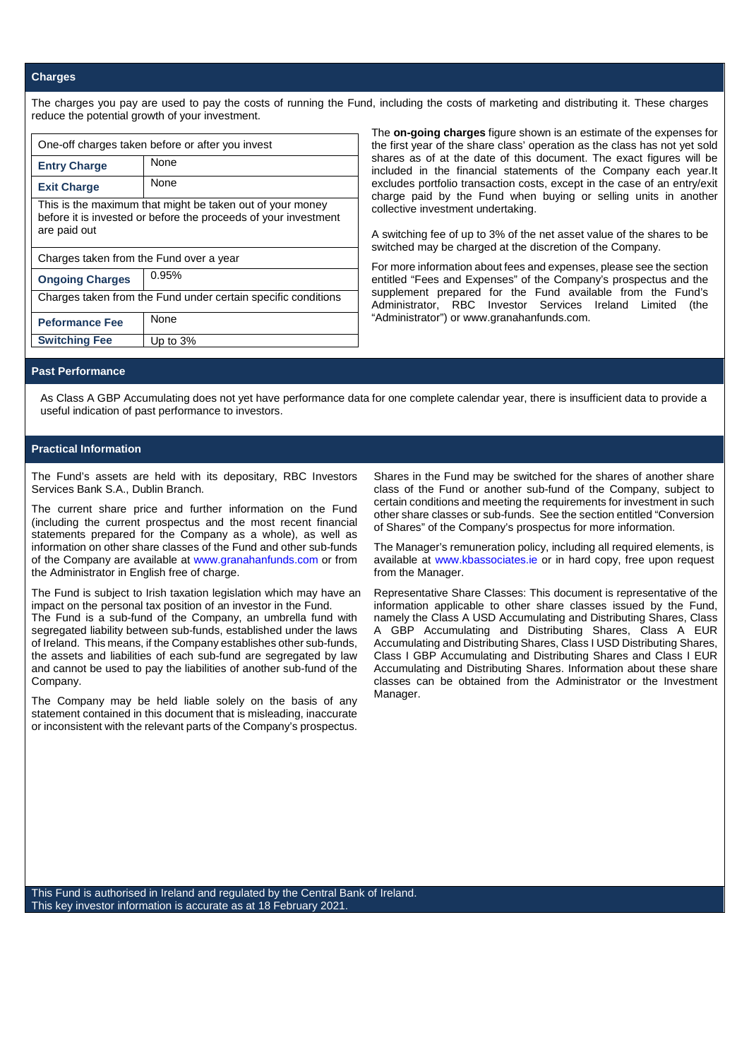## Charges

The charges you pay are used to pay the costs of running the Fund, including the costs of marketing and distributing it. These charges reduce the potential growth of your investment.

| One-off charges taken before or after you invest | |
|---|---|
| **Entry Charge** | None |
| **Exit Charge** | None |
| This is the maximum that might be taken out of your money before it is invested or before the proceeds of your investment are paid out | |
| Charges taken from the Fund over a year | |
| **Ongoing Charges** | 0.95% |
| Charges taken from the Fund under certain specific conditions | |
| **Peformance Fee** | None |
| **Switching Fee** | Up to 3% |

The **on-going charges** figure shown is an estimate of the expenses for the first year of the share class' operation as the class has not yet sold shares as of at the date of this document. The exact figures will be included in the financial statements of the Company each year.It excludes portfolio transaction costs, except in the case of an entry/exit charge paid by the Fund when buying or selling units in another collective investment undertaking.

A switching fee of up to 3% of the net asset value of the shares to be switched may be charged at the discretion of the Company.

For more information about fees and expenses, please see the section entitled "Fees and Expenses" of the Company's prospectus and the supplement prepared for the Fund available from the Fund's Administrator, RBC Investor Services Ireland Limited (the "Administrator") or www.granahanfunds.com.

## Past Performance

As Class A GBP Accumulating does not yet have performance data for one complete calendar year, there is insufficient data to provide a useful indication of past performance to investors.

## Practical Information

The Fund's assets are held with its depositary, RBC Investors Services Bank S.A., Dublin Branch.

The current share price and further information on the Fund (including the current prospectus and the most recent financial statements prepared for the Company as a whole), as well as information on other share classes of the Fund and other sub-funds of the Company are available at www.granahanfunds.com or from the Administrator in English free of charge.

The Fund is subject to Irish taxation legislation which may have an impact on the personal tax position of an investor in the Fund.
The Fund is a sub-fund of the Company, an umbrella fund with segregated liability between sub-funds, established under the laws of Ireland. This means, if the Company establishes other sub-funds, the assets and liabilities of each sub-fund are segregated by law and cannot be used to pay the liabilities of another sub-fund of the Company.

The Company may be held liable solely on the basis of any statement contained in this document that is misleading, inaccurate or inconsistent with the relevant parts of the Company's prospectus.

Shares in the Fund may be switched for the shares of another share class of the Fund or another sub-fund of the Company, subject to certain conditions and meeting the requirements for investment in such other share classes or sub-funds. See the section entitled "Conversion of Shares" of the Company's prospectus for more information.

The Manager's remuneration policy, including all required elements, is available at www.kbassociates.ie or in hard copy, free upon request from the Manager.

Representative Share Classes: This document is representative of the information applicable to other share classes issued by the Fund, namely the Class A USD Accumulating and Distributing Shares, Class A GBP Accumulating and Distributing Shares, Class A EUR Accumulating and Distributing Shares, Class I USD Distributing Shares, Class I GBP Accumulating and Distributing Shares and Class I EUR Accumulating and Distributing Shares. Information about these share classes can be obtained from the Administrator or the Investment Manager.

This Fund is authorised in Ireland and regulated by the Central Bank of Ireland.
This key investor information is accurate as at 18 February 2021.